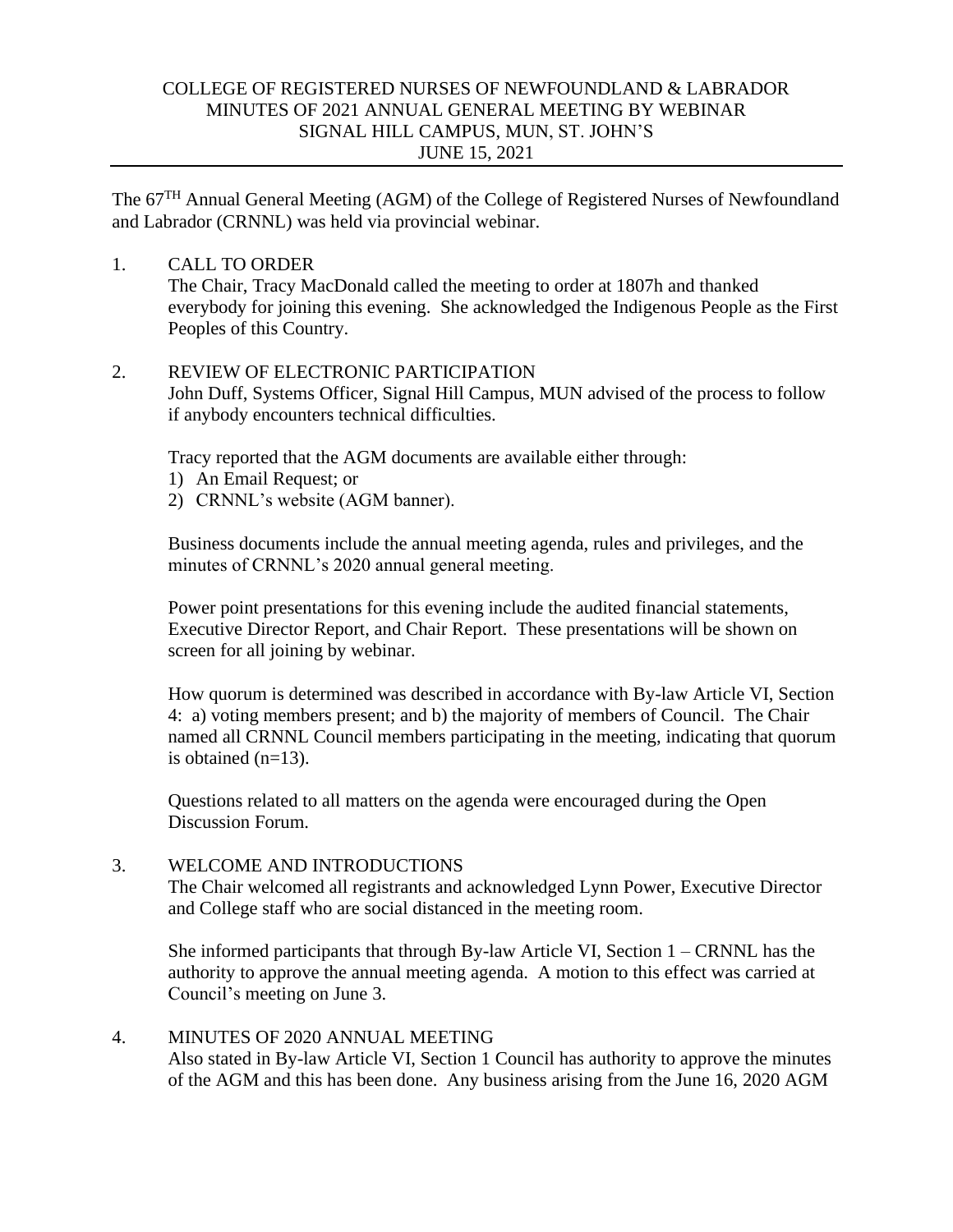# COLLEGE OF REGISTERED NURSES OF NEWFOUNDLAND & LABRADOR
## MINUTES OF 2021 ANNUAL GENERAL MEETING BY WEBINAR
## SIGNAL HILL CAMPUS, MUN, ST. JOHN'S
## JUNE 15, 2021

The 67[TH] Annual General Meeting (AGM) of the College of Registered Nurses of Newfoundland and Labrador (CRNNL) was held via provincial webinar.

1. CALL TO ORDER

   The Chair, Tracy MacDonald called the meeting to order at 1807h and thanked everybody for joining this evening. She acknowledged the Indigenous People as the First Peoples of this Country.

2. REVIEW OF ELECTRONIC PARTICIPATION

   John Duff, Systems Officer, Signal Hill Campus, MUN advised of the process to follow if anybody encounters technical difficulties.

   Tracy reported that the AGM documents are available either through:
   1) An Email Request; or
   2) CRNNL's website (AGM banner).

   Business documents include the annual meeting agenda, rules and privileges, and the minutes of CRNNL's 2020 annual general meeting.

   Power point presentations for this evening include the audited financial statements, Executive Director Report, and Chair Report. These presentations will be shown on screen for all joining by webinar.

   How quorum is determined was described in accordance with By-law Article VI, Section 4: a) voting members present; and b) the majority of members of Council. The Chair named all CRNNL Council members participating in the meeting, indicating that quorum is obtained (n=13).

   Questions related to all matters on the agenda were encouraged during the Open Discussion Forum.

3. WELCOME AND INTRODUCTIONS

   The Chair welcomed all registrants and acknowledged Lynn Power, Executive Director and College staff who are social distanced in the meeting room.

   She informed participants that through By-law Article VI, Section 1 – CRNNL has the authority to approve the annual meeting agenda. A motion to this effect was carried at Council's meeting on June 3.

4. MINUTES OF 2020 ANNUAL MEETING

   Also stated in By-law Article VI, Section 1 Council has authority to approve the minutes of the AGM and this has been done. Any business arising from the June 16, 2020 AGM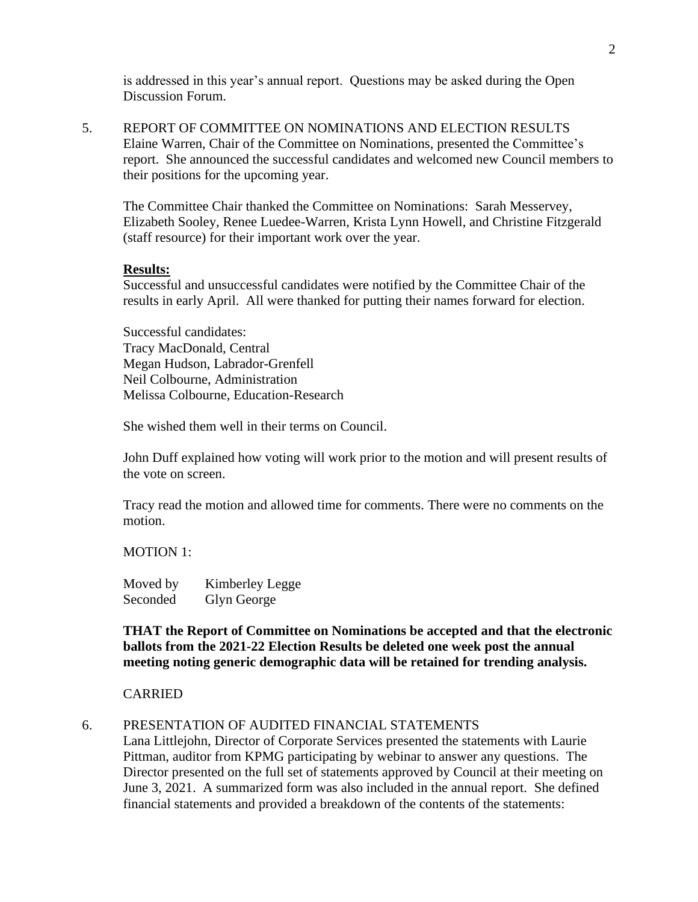is addressed in this year's annual report. Questions may be asked during the Open Discussion Forum.

5. REPORT OF COMMITTEE ON NOMINATIONS AND ELECTION RESULTS

Elaine Warren, Chair of the Committee on Nominations, presented the Committee's report. She announced the successful candidates and welcomed new Council members to their positions for the upcoming year.

The Committee Chair thanked the Committee on Nominations: Sarah Messervey, Elizabeth Sooley, Renee Luedee-Warren, Krista Lynn Howell, and Christine Fitzgerald (staff resource) for their important work over the year.

**Results:**

Successful and unsuccessful candidates were notified by the Committee Chair of the results in early April. All were thanked for putting their names forward for election.

Successful candidates:
Tracy MacDonald, Central
Megan Hudson, Labrador-Grenfell
Neil Colbourne, Administration
Melissa Colbourne, Education-Research

She wished them well in their terms on Council.

John Duff explained how voting will work prior to the motion and will present results of the vote on screen.

Tracy read the motion and allowed time for comments. There were no comments on the motion.

MOTION 1:

Moved by Kimberley Legge
Seconded Glyn George

**THAT the Report of Committee on Nominations be accepted and that the electronic ballots from the 2021-22 Election Results be deleted one week post the annual meeting noting generic demographic data will be retained for trending analysis.**

CARRIED

6. PRESENTATION OF AUDITED FINANCIAL STATEMENTS

Lana Littlejohn, Director of Corporate Services presented the statements with Laurie Pittman, auditor from KPMG participating by webinar to answer any questions. The Director presented on the full set of statements approved by Council at their meeting on June 3, 2021. A summarized form was also included in the annual report. She defined financial statements and provided a breakdown of the contents of the statements: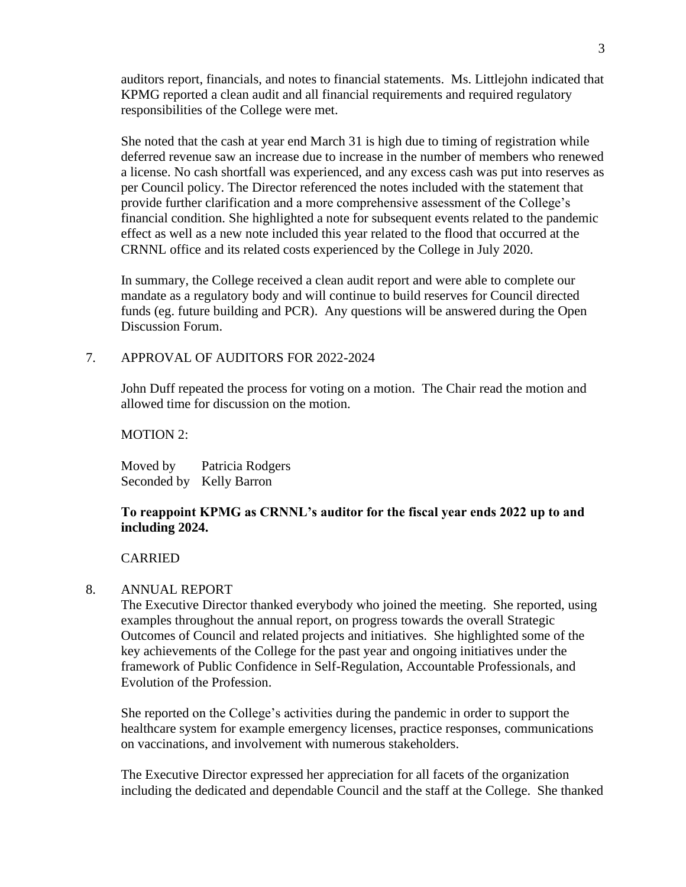auditors report, financials, and notes to financial statements. Ms. Littlejohn indicated that KPMG reported a clean audit and all financial requirements and required regulatory responsibilities of the College were met.

She noted that the cash at year end March 31 is high due to timing of registration while deferred revenue saw an increase due to increase in the number of members who renewed a license. No cash shortfall was experienced, and any excess cash was put into reserves as per Council policy. The Director referenced the notes included with the statement that provide further clarification and a more comprehensive assessment of the College's financial condition. She highlighted a note for subsequent events related to the pandemic effect as well as a new note included this year related to the flood that occurred at the CRNNL office and its related costs experienced by the College in July 2020.

In summary, the College received a clean audit report and were able to complete our mandate as a regulatory body and will continue to build reserves for Council directed funds (eg. future building and PCR). Any questions will be answered during the Open Discussion Forum.

7. APPROVAL OF AUDITORS FOR 2022-2024

John Duff repeated the process for voting on a motion. The Chair read the motion and allowed time for discussion on the motion.

MOTION 2:

Moved by Patricia Rodgers
Seconded by Kelly Barron

**To reappoint KPMG as CRNNL's auditor for the fiscal year ends 2022 up to and including 2024.**

CARRIED

8. ANNUAL REPORT

The Executive Director thanked everybody who joined the meeting. She reported, using examples throughout the annual report, on progress towards the overall Strategic Outcomes of Council and related projects and initiatives. She highlighted some of the key achievements of the College for the past year and ongoing initiatives under the framework of Public Confidence in Self-Regulation, Accountable Professionals, and Evolution of the Profession.

She reported on the College's activities during the pandemic in order to support the healthcare system for example emergency licenses, practice responses, communications on vaccinations, and involvement with numerous stakeholders.

The Executive Director expressed her appreciation for all facets of the organization including the dedicated and dependable Council and the staff at the College. She thanked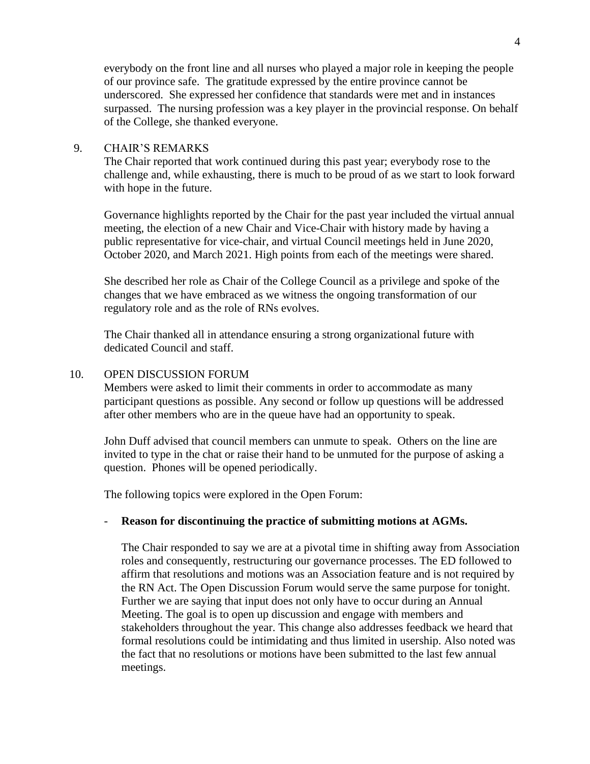everybody on the front line and all nurses who played a major role in keeping the people of our province safe. The gratitude expressed by the entire province cannot be underscored. She expressed her confidence that standards were met and in instances surpassed. The nursing profession was a key player in the provincial response. On behalf of the College, she thanked everyone.

9. CHAIR'S REMARKS

The Chair reported that work continued during this past year; everybody rose to the challenge and, while exhausting, there is much to be proud of as we start to look forward with hope in the future.

Governance highlights reported by the Chair for the past year included the virtual annual meeting, the election of a new Chair and Vice-Chair with history made by having a public representative for vice-chair, and virtual Council meetings held in June 2020, October 2020, and March 2021. High points from each of the meetings were shared.

She described her role as Chair of the College Council as a privilege and spoke of the changes that we have embraced as we witness the ongoing transformation of our regulatory role and as the role of RNs evolves.

The Chair thanked all in attendance ensuring a strong organizational future with dedicated Council and staff.

10. OPEN DISCUSSION FORUM

Members were asked to limit their comments in order to accommodate as many participant questions as possible. Any second or follow up questions will be addressed after other members who are in the queue have had an opportunity to speak.

John Duff advised that council members can unmute to speak. Others on the line are invited to type in the chat or raise their hand to be unmuted for the purpose of asking a question. Phones will be opened periodically.

The following topics were explored in the Open Forum:

- **Reason for discontinuing the practice of submitting motions at AGMs.**

  The Chair responded to say we are at a pivotal time in shifting away from Association roles and consequently, restructuring our governance processes. The ED followed to affirm that resolutions and motions was an Association feature and is not required by the RN Act. The Open Discussion Forum would serve the same purpose for tonight. Further we are saying that input does not only have to occur during an Annual Meeting. The goal is to open up discussion and engage with members and stakeholders throughout the year. This change also addresses feedback we heard that formal resolutions could be intimidating and thus limited in usership. Also noted was the fact that no resolutions or motions have been submitted to the last few annual meetings.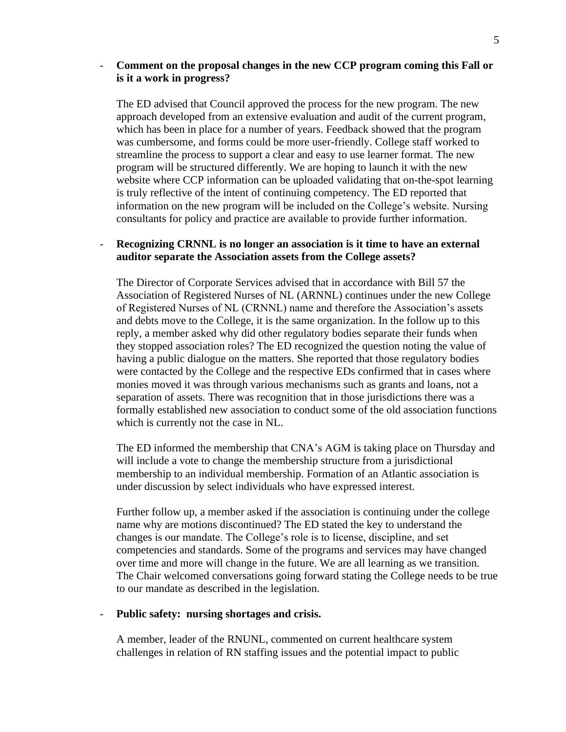- **Comment on the proposal changes in the new CCP program coming this Fall or is it a work in progress?**

  The ED advised that Council approved the process for the new program. The new approach developed from an extensive evaluation and audit of the current program, which has been in place for a number of years. Feedback showed that the program was cumbersome, and forms could be more user-friendly. College staff worked to streamline the process to support a clear and easy to use learner format. The new program will be structured differently. We are hoping to launch it with the new website where CCP information can be uploaded validating that on-the-spot learning is truly reflective of the intent of continuing competency. The ED reported that information on the new program will be included on the College's website. Nursing consultants for policy and practice are available to provide further information.

- **Recognizing CRNNL is no longer an association is it time to have an external auditor separate the Association assets from the College assets?**

  The Director of Corporate Services advised that in accordance with Bill 57 the Association of Registered Nurses of NL (ARNNL) continues under the new College of Registered Nurses of NL (CRNNL) name and therefore the Association's assets and debts move to the College, it is the same organization. In the follow up to this reply, a member asked why did other regulatory bodies separate their funds when they stopped association roles? The ED recognized the question noting the value of having a public dialogue on the matters. She reported that those regulatory bodies were contacted by the College and the respective EDs confirmed that in cases where monies moved it was through various mechanisms such as grants and loans, not a separation of assets. There was recognition that in those jurisdictions there was a formally established new association to conduct some of the old association functions which is currently not the case in NL.

  The ED informed the membership that CNA's AGM is taking place on Thursday and will include a vote to change the membership structure from a jurisdictional membership to an individual membership. Formation of an Atlantic association is under discussion by select individuals who have expressed interest.

  Further follow up, a member asked if the association is continuing under the college name why are motions discontinued? The ED stated the key to understand the changes is our mandate. The College's role is to license, discipline, and set competencies and standards. Some of the programs and services may have changed over time and more will change in the future. We are all learning as we transition. The Chair welcomed conversations going forward stating the College needs to be true to our mandate as described in the legislation.

- **Public safety: nursing shortages and crisis.**

  A member, leader of the RNUNL, commented on current healthcare system challenges in relation of RN staffing issues and the potential impact to public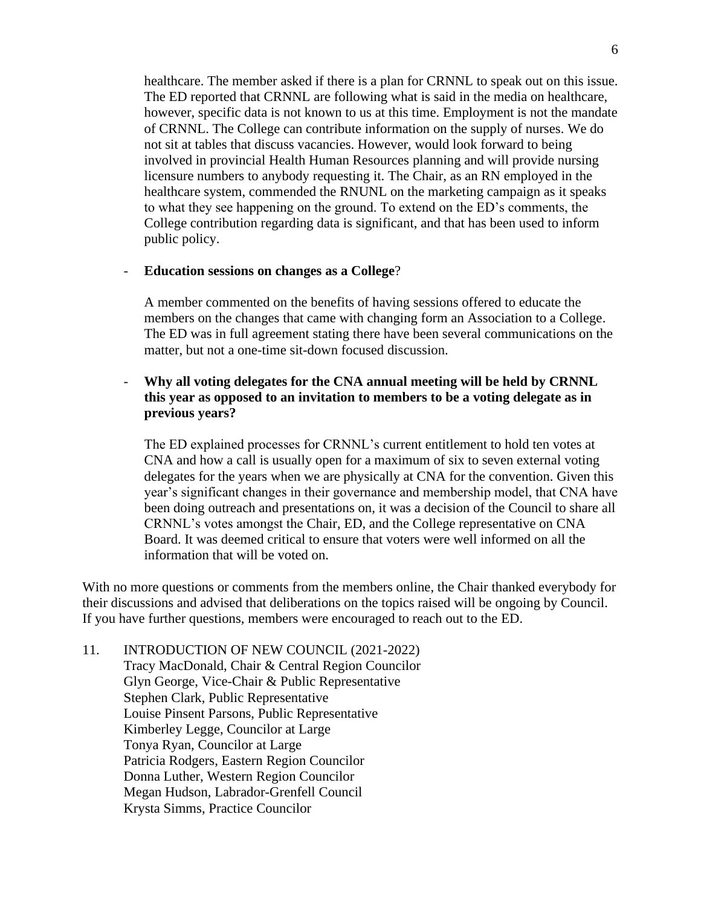healthcare. The member asked if there is a plan for CRNNL to speak out on this issue. The ED reported that CRNNL are following what is said in the media on healthcare, however, specific data is not known to us at this time. Employment is not the mandate of CRNNL. The College can contribute information on the supply of nurses. We do not sit at tables that discuss vacancies. However, would look forward to being involved in provincial Health Human Resources planning and will provide nursing licensure numbers to anybody requesting it. The Chair, as an RN employed in the healthcare system, commended the RNUNL on the marketing campaign as it speaks to what they see happening on the ground. To extend on the ED's comments, the College contribution regarding data is significant, and that has been used to inform public policy.

- **Education sessions on changes as a College**?

  A member commented on the benefits of having sessions offered to educate the members on the changes that came with changing form an Association to a College. The ED was in full agreement stating there have been several communications on the matter, but not a one-time sit-down focused discussion.

- **Why all voting delegates for the CNA annual meeting will be held by CRNNL this year as opposed to an invitation to members to be a voting delegate as in previous years?**

  The ED explained processes for CRNNL's current entitlement to hold ten votes at CNA and how a call is usually open for a maximum of six to seven external voting delegates for the years when we are physically at CNA for the convention. Given this year's significant changes in their governance and membership model, that CNA have been doing outreach and presentations on, it was a decision of the Council to share all CRNNL's votes amongst the Chair, ED, and the College representative on CNA Board. It was deemed critical to ensure that voters were well informed on all the information that will be voted on.

With no more questions or comments from the members online, the Chair thanked everybody for their discussions and advised that deliberations on the topics raised will be ongoing by Council. If you have further questions, members were encouraged to reach out to the ED.

11. INTRODUCTION OF NEW COUNCIL (2021-2022)
    Tracy MacDonald, Chair & Central Region Councilor
    Glyn George, Vice-Chair & Public Representative
    Stephen Clark, Public Representative
    Louise Pinsent Parsons, Public Representative
    Kimberley Legge, Councilor at Large
    Tonya Ryan, Councilor at Large
    Patricia Rodgers, Eastern Region Councilor
    Donna Luther, Western Region Councilor
    Megan Hudson, Labrador-Grenfell Council
    Krysta Simms, Practice Councilor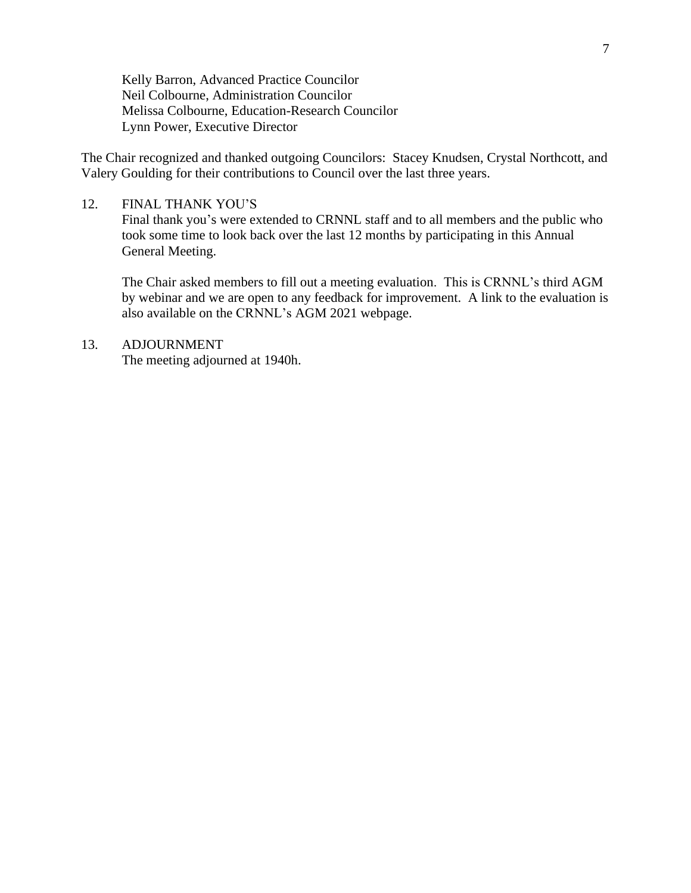Kelly Barron, Advanced Practice Councilor
Neil Colbourne, Administration Councilor
Melissa Colbourne, Education-Research Councilor
Lynn Power, Executive Director

The Chair recognized and thanked outgoing Councilors: Stacey Knudsen, Crystal Northcott, and Valery Goulding for their contributions to Council over the last three years.

12. FINAL THANK YOU'S

Final thank you's were extended to CRNNL staff and to all members and the public who took some time to look back over the last 12 months by participating in this Annual General Meeting.

The Chair asked members to fill out a meeting evaluation. This is CRNNL's third AGM by webinar and we are open to any feedback for improvement. A link to the evaluation is also available on the CRNNL's AGM 2021 webpage.

13. ADJOURNMENT

The meeting adjourned at 1940h.